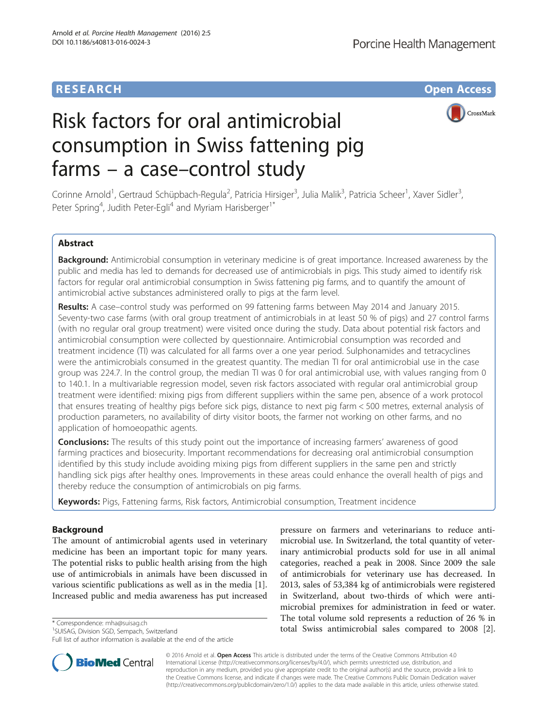RESEARCH Open Access

# Risk factors for oral antimicrobial consumption in Swiss fattening pig farms – a case–control study

Corinne Arnold[1], Gertraud Schüpbach-Regula[2], Patricia Hirsiger[3], Julia Malik[3], Patricia Scheer[1], Xaver Sidler[3], Peter Spring[4], Judith Peter-Egli[4] and Myriam Harisberger[1*]

## Abstract

**Background:** Antimicrobial consumption in veterinary medicine is of great importance. Increased awareness by the public and media has led to demands for decreased use of antimicrobials in pigs. This study aimed to identify risk factors for regular oral antimicrobial consumption in Swiss fattening pig farms, and to quantify the amount of antimicrobial active substances administered orally to pigs at the farm level.

**Results:** A case–control study was performed on 99 fattening farms between May 2014 and January 2015. Seventy-two case farms (with oral group treatment of antimicrobials in at least 50 % of pigs) and 27 control farms (with no regular oral group treatment) were visited once during the study. Data about potential risk factors and antimicrobial consumption were collected by questionnaire. Antimicrobial consumption was recorded and treatment incidence (TI) was calculated for all farms over a one year period. Sulphonamides and tetracyclines were the antimicrobials consumed in the greatest quantity. The median TI for oral antimicrobial use in the case group was 224.7. In the control group, the median TI was 0 for oral antimicrobial use, with values ranging from 0 to 140.1. In a multivariable regression model, seven risk factors associated with regular oral antimicrobial group treatment were identified: mixing pigs from different suppliers within the same pen, absence of a work protocol that ensures treating of healthy pigs before sick pigs, distance to next pig farm < 500 metres, external analysis of production parameters, no availability of dirty visitor boots, the farmer not working on other farms, and no application of homoeopathic agents.

**Conclusions:** The results of this study point out the importance of increasing farmers' awareness of good farming practices and biosecurity. Important recommendations for decreasing oral antimicrobial consumption identified by this study include avoiding mixing pigs from different suppliers in the same pen and strictly handling sick pigs after healthy ones. Improvements in these areas could enhance the overall health of pigs and thereby reduce the consumption of antimicrobials on pig farms.

**Keywords:** Pigs, Fattening farms, Risk factors, Antimicrobial consumption, Treatment incidence

## Background

The amount of antimicrobial agents used in veterinary medicine has been an important topic for many years. The potential risks to public health arising from the high use of antimicrobials in animals have been discussed in various scientific publications as well as in the media [1]. Increased public and media awareness has put increased pressure on farmers and veterinarians to reduce antimicrobial use. In Switzerland, the total quantity of veterinary antimicrobial products sold for use in all animal categories, reached a peak in 2008. Since 2009 the sale of antimicrobials for veterinary use has decreased. In 2013, sales of 53,384 kg of antimicrobials were registered in Switzerland, about two-thirds of which were antimicrobial premixes for administration in feed or water. The total volume sold represents a reduction of 26 % in total Swiss antimicrobial sales compared to 2008 [2].

* Correspondence: mha@suisag.ch
[1]SUISAG, Division SGD, Sempach, Switzerland
Full list of author information is available at the end of the article

© 2016 Arnold et al. **Open Access** This article is distributed under the terms of the Creative Commons Attribution 4.0 International License (http://creativecommons.org/licenses/by/4.0/), which permits unrestricted use, distribution, and reproduction in any medium, provided you give appropriate credit to the original author(s) and the source, provide a link to the Creative Commons license, and indicate if changes were made. The Creative Commons Public Domain Dedication waiver (http://creativecommons.org/publicdomain/zero/1.0/) applies to the data made available in this article, unless otherwise stated.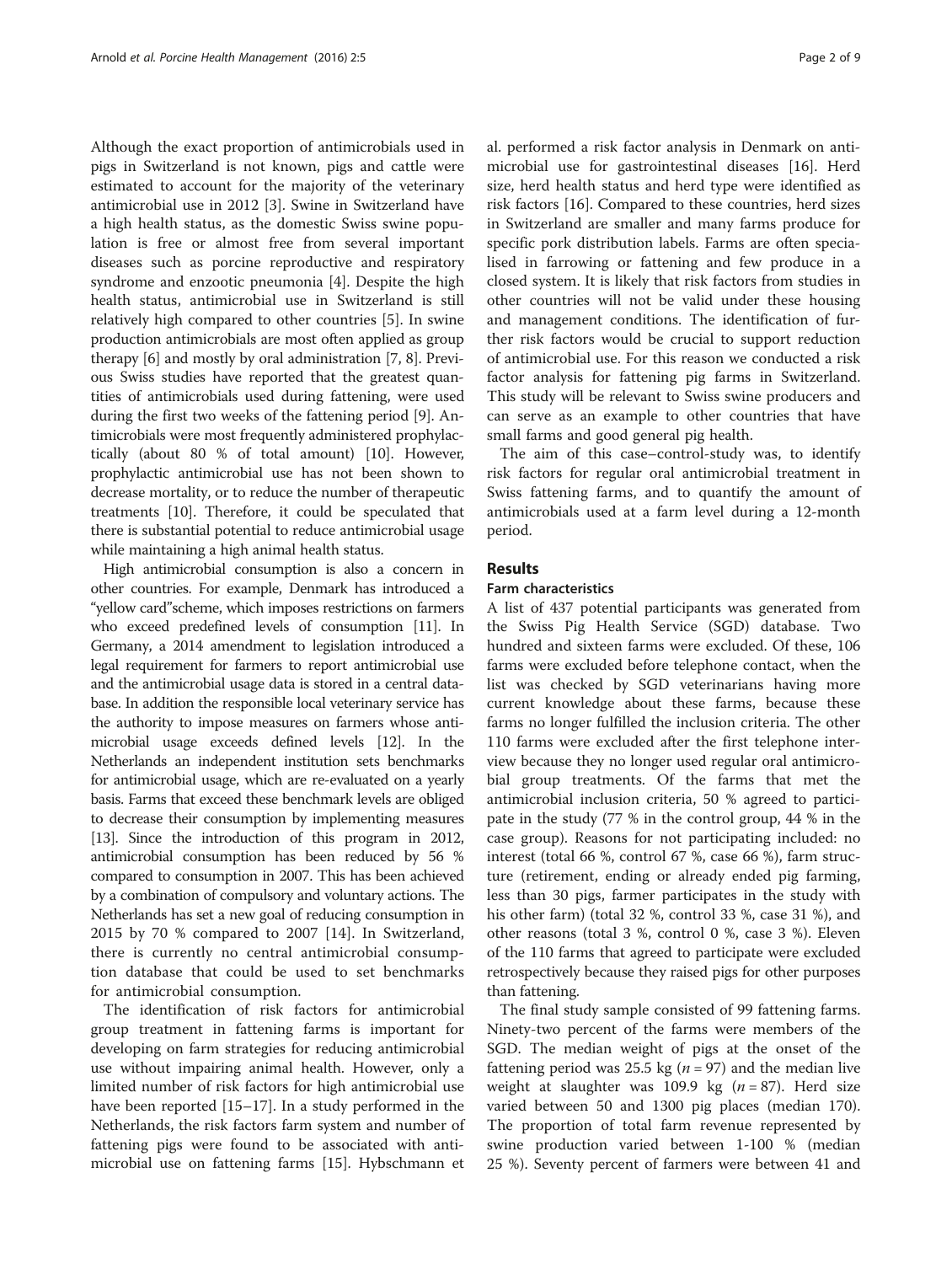Although the exact proportion of antimicrobials used in pigs in Switzerland is not known, pigs and cattle were estimated to account for the majority of the veterinary antimicrobial use in 2012 [3]. Swine in Switzerland have a high health status, as the domestic Swiss swine population is free or almost free from several important diseases such as porcine reproductive and respiratory syndrome and enzootic pneumonia [4]. Despite the high health status, antimicrobial use in Switzerland is still relatively high compared to other countries [5]. In swine production antimicrobials are most often applied as group therapy [6] and mostly by oral administration [7, 8]. Previous Swiss studies have reported that the greatest quantities of antimicrobials used during fattening, were used during the first two weeks of the fattening period [9]. Antimicrobials were most frequently administered prophylactically (about 80 % of total amount) [10]. However, prophylactic antimicrobial use has not been shown to decrease mortality, or to reduce the number of therapeutic treatments [10]. Therefore, it could be speculated that there is substantial potential to reduce antimicrobial usage while maintaining a high animal health status.

High antimicrobial consumption is also a concern in other countries. For example, Denmark has introduced a "yellow card"scheme, which imposes restrictions on farmers who exceed predefined levels of consumption [11]. In Germany, a 2014 amendment to legislation introduced a legal requirement for farmers to report antimicrobial use and the antimicrobial usage data is stored in a central database. In addition the responsible local veterinary service has the authority to impose measures on farmers whose antimicrobial usage exceeds defined levels [12]. In the Netherlands an independent institution sets benchmarks for antimicrobial usage, which are re-evaluated on a yearly basis. Farms that exceed these benchmark levels are obliged to decrease their consumption by implementing measures [13]. Since the introduction of this program in 2012, antimicrobial consumption has been reduced by 56 % compared to consumption in 2007. This has been achieved by a combination of compulsory and voluntary actions. The Netherlands has set a new goal of reducing consumption in 2015 by 70 % compared to 2007 [14]. In Switzerland, there is currently no central antimicrobial consumption database that could be used to set benchmarks for antimicrobial consumption.

The identification of risk factors for antimicrobial group treatment in fattening farms is important for developing on farm strategies for reducing antimicrobial use without impairing animal health. However, only a limited number of risk factors for high antimicrobial use have been reported [15–17]. In a study performed in the Netherlands, the risk factors farm system and number of fattening pigs were found to be associated with antimicrobial use on fattening farms [15]. Hybschmann et al. performed a risk factor analysis in Denmark on antimicrobial use for gastrointestinal diseases [16]. Herd size, herd health status and herd type were identified as risk factors [16]. Compared to these countries, herd sizes in Switzerland are smaller and many farms produce for specific pork distribution labels. Farms are often specialised in farrowing or fattening and few produce in a closed system. It is likely that risk factors from studies in other countries will not be valid under these housing and management conditions. The identification of further risk factors would be crucial to support reduction of antimicrobial use. For this reason we conducted a risk factor analysis for fattening pig farms in Switzerland. This study will be relevant to Swiss swine producers and can serve as an example to other countries that have small farms and good general pig health.

The aim of this case–control-study was, to identify risk factors for regular oral antimicrobial treatment in Swiss fattening farms, and to quantify the amount of antimicrobials used at a farm level during a 12-month period.

## Results

### Farm characteristics

A list of 437 potential participants was generated from the Swiss Pig Health Service (SGD) database. Two hundred and sixteen farms were excluded. Of these, 106 farms were excluded before telephone contact, when the list was checked by SGD veterinarians having more current knowledge about these farms, because these farms no longer fulfilled the inclusion criteria. The other 110 farms were excluded after the first telephone interview because they no longer used regular oral antimicrobial group treatments. Of the farms that met the antimicrobial inclusion criteria, 50 % agreed to participate in the study (77 % in the control group, 44 % in the case group). Reasons for not participating included: no interest (total 66 %, control 67 %, case 66 %), farm structure (retirement, ending or already ended pig farming, less than 30 pigs, farmer participates in the study with his other farm) (total 32 %, control 33 %, case 31 %), and other reasons (total 3 %, control 0 %, case 3 %). Eleven of the 110 farms that agreed to participate were excluded retrospectively because they raised pigs for other purposes than fattening.

The final study sample consisted of 99 fattening farms. Ninety-two percent of the farms were members of the SGD. The median weight of pigs at the onset of the fattening period was 25.5 kg ($n = 97$) and the median live weight at slaughter was 109.9 kg ($n = 87$). Herd size varied between 50 and 1300 pig places (median 170). The proportion of total farm revenue represented by swine production varied between 1-100 % (median 25 %). Seventy percent of farmers were between 41 and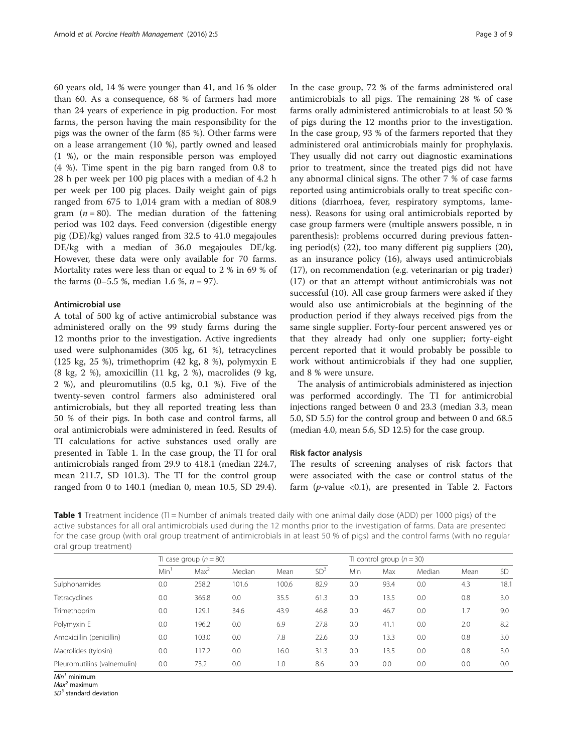60 years old, 14 % were younger than 41, and 16 % older than 60. As a consequence, 68 % of farmers had more than 24 years of experience in pig production. For most farms, the person having the main responsibility for the pigs was the owner of the farm (85 %). Other farms were on a lease arrangement (10 %), partly owned and leased (1 %), or the main responsible person was employed (4 %). Time spent in the pig barn ranged from 0.8 to 28 h per week per 100 pig places with a median of 4.2 h per week per 100 pig places. Daily weight gain of pigs ranged from 675 to 1,014 gram with a median of 808.9 gram ($n = 80$). The median duration of the fattening period was 102 days. Feed conversion (digestible energy pig (DE)/kg) values ranged from 32.5 to 41.0 megajoules DE/kg with a median of 36.0 megajoules DE/kg. However, these data were only available for 70 farms. Mortality rates were less than or equal to 2 % in 69 % of the farms (0–5.5 %, median 1.6 %, $n = 97$).

### Antimicrobial use

A total of 500 kg of active antimicrobial substance was administered orally on the 99 study farms during the 12 months prior to the investigation. Active ingredients used were sulphonamides (305 kg, 61 %), tetracyclines (125 kg, 25 %), trimethoprim (42 kg, 8 %), polymyxin E (8 kg, 2 %), amoxicillin (11 kg, 2 %), macrolides (9 kg, 2 %), and pleuromutilins (0.5 kg, 0.1 %). Five of the twenty-seven control farmers also administered oral antimicrobials, but they all reported treating less than 50 % of their pigs. In both case and control farms, all oral antimicrobials were administered in feed. Results of TI calculations for active substances used orally are presented in Table 1. In the case group, the TI for oral antimicrobials ranged from 29.9 to 418.1 (median 224.7, mean 211.7, SD 101.3). The TI for the control group ranged from 0 to 140.1 (median 0, mean 10.5, SD 29.4). In the case group, 72 % of the farms administered oral antimicrobials to all pigs. The remaining 28 % of case farms orally administered antimicrobials to at least 50 % of pigs during the 12 months prior to the investigation. In the case group, 93 % of the farmers reported that they administered oral antimicrobials mainly for prophylaxis. They usually did not carry out diagnostic examinations prior to treatment, since the treated pigs did not have any abnormal clinical signs. The other 7 % of case farms reported using antimicrobials orally to treat specific conditions (diarrhoea, fever, respiratory symptoms, lameness). Reasons for using oral antimicrobials reported by case group farmers were (multiple answers possible, n in parenthesis): problems occurred during previous fattening period(s) (22), too many different pig suppliers (20), as an insurance policy (16), always used antimicrobials (17), on recommendation (e.g. veterinarian or pig trader) (17) or that an attempt without antimicrobials was not successful (10). All case group farmers were asked if they would also use antimicrobials at the beginning of the production period if they always received pigs from the same single supplier. Forty-four percent answered yes or that they already had only one supplier; forty-eight percent reported that it would probably be possible to work without antimicrobials if they had one supplier, and 8 % were unsure.

The analysis of antimicrobials administered as injection was performed accordingly. The TI for antimicrobial injections ranged between 0 and 23.3 (median 3.3, mean 5.0, SD 5.5) for the control group and between 0 and 68.5 (median 4.0, mean 5.6, SD 12.5) for the case group.

### Risk factor analysis

The results of screening analyses of risk factors that were associated with the case or control status of the farm ($p$-value <0.1), are presented in Table 2. Factors

**Table 1** Treatment incidence (TI = Number of animals treated daily with one animal daily dose (ADD) per 1000 pigs) of the active substances for all oral antimicrobials used during the 12 months prior to the investigation of farms. Data are presented for the case group (with oral group treatment of antimicrobials in at least 50 % of pigs) and the control farms (with no regular oral group treatment)

| | TI case group ($n = 80$) | | | | | TI control group ($n = 30$) | | | | |
|---|---|---|---|---|---|---|---|---|---|---|
| | Min[1] | Max[2] | Median | Mean | SD[3] | Min | Max | Median | Mean | SD |
| Sulphonamides | 0.0 | 258.2 | 101.6 | 100.6 | 82.9 | 0.0 | 93.4 | 0.0 | 4.3 | 18.1 |
| Tetracyclines | 0.0 | 365.8 | 0.0 | 35.5 | 61.3 | 0.0 | 13.5 | 0.0 | 0.8 | 3.0 |
| Trimethoprim | 0.0 | 129.1 | 34.6 | 43.9 | 46.8 | 0.0 | 46.7 | 0.0 | 1.7 | 9.0 |
| Polymyxin E | 0.0 | 196.2 | 0.0 | 6.9 | 27.8 | 0.0 | 41.1 | 0.0 | 2.0 | 8.2 |
| Amoxicillin (penicillin) | 0.0 | 103.0 | 0.0 | 7.8 | 22.6 | 0.0 | 13.3 | 0.0 | 0.8 | 3.0 |
| Macrolides (tylosin) | 0.0 | 117.2 | 0.0 | 16.0 | 31.3 | 0.0 | 13.5 | 0.0 | 0.8 | 3.0 |
| Pleuromutilins (valnemulin) | 0.0 | 73.2 | 0.0 | 1.0 | 8.6 | 0.0 | 0.0 | 0.0 | 0.0 | 0.0 |

*Min*[1] minimum
*Max*[2] maximum
*SD*[3] standard deviation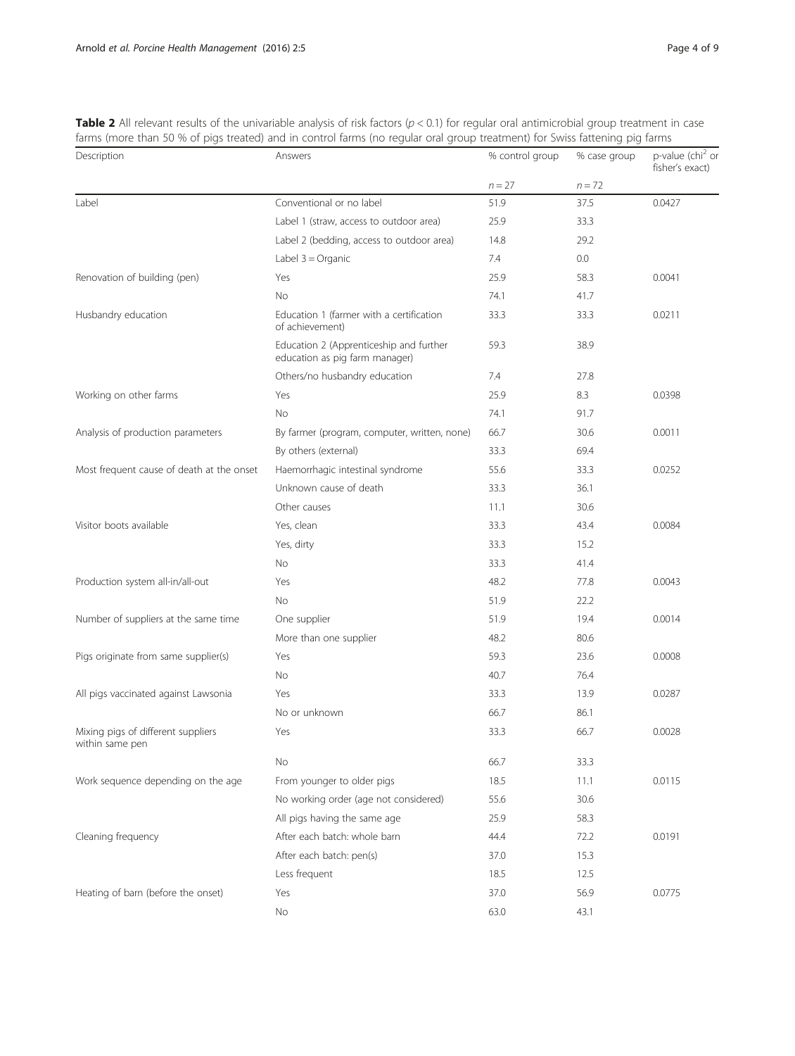**Table 2** All relevant results of the univariable analysis of risk factors ($p < 0.1$) for regular oral antimicrobial group treatment in case farms (more than 50 % of pigs treated) and in control farms (no regular oral group treatment) for Swiss fattening pig farms

| Description | Answers | % control group | % case group | p-value (chi$^2$ or fisher's exact) |
|---|---|---|---|---|
| | | $n = 27$ | $n = 72$ | |
| Label | Conventional or no label | 51.9 | 37.5 | 0.0427 |
| | Label 1 (straw, access to outdoor area) | 25.9 | 33.3 | |
| | Label 2 (bedding, access to outdoor area) | 14.8 | 29.2 | |
| | Label 3 = Organic | 7.4 | 0.0 | |
| Renovation of building (pen) | Yes | 25.9 | 58.3 | 0.0041 |
| | No | 74.1 | 41.7 | |
| Husbandry education | Education 1 (farmer with a certification of achievement) | 33.3 | 33.3 | 0.0211 |
| | Education 2 (Apprenticeship and further education as pig farm manager) | 59.3 | 38.9 | |
| | Others/no husbandry education | 7.4 | 27.8 | |
| Working on other farms | Yes | 25.9 | 8.3 | 0.0398 |
| | No | 74.1 | 91.7 | |
| Analysis of production parameters | By farmer (program, computer, written, none) | 66.7 | 30.6 | 0.0011 |
| | By others (external) | 33.3 | 69.4 | |
| Most frequent cause of death at the onset | Haemorrhagic intestinal syndrome | 55.6 | 33.3 | 0.0252 |
| | Unknown cause of death | 33.3 | 36.1 | |
| | Other causes | 11.1 | 30.6 | |
| Visitor boots available | Yes, clean | 33.3 | 43.4 | 0.0084 |
| | Yes, dirty | 33.3 | 15.2 | |
| | No | 33.3 | 41.4 | |
| Production system all-in/all-out | Yes | 48.2 | 77.8 | 0.0043 |
| | No | 51.9 | 22.2 | |
| Number of suppliers at the same time | One supplier | 51.9 | 19.4 | 0.0014 |
| | More than one supplier | 48.2 | 80.6 | |
| Pigs originate from same supplier(s) | Yes | 59.3 | 23.6 | 0.0008 |
| | No | 40.7 | 76.4 | |
| All pigs vaccinated against Lawsonia | Yes | 33.3 | 13.9 | 0.0287 |
| | No or unknown | 66.7 | 86.1 | |
| Mixing pigs of different suppliers within same pen | Yes | 33.3 | 66.7 | 0.0028 |
| | No | 66.7 | 33.3 | |
| Work sequence depending on the age | From younger to older pigs | 18.5 | 11.1 | 0.0115 |
| | No working order (age not considered) | 55.6 | 30.6 | |
| | All pigs having the same age | 25.9 | 58.3 | |
| Cleaning frequency | After each batch: whole barn | 44.4 | 72.2 | 0.0191 |
| | After each batch: pen(s) | 37.0 | 15.3 | |
| | Less frequent | 18.5 | 12.5 | |
| Heating of barn (before the onset) | Yes | 37.0 | 56.9 | 0.0775 |
| | No | 63.0 | 43.1 | |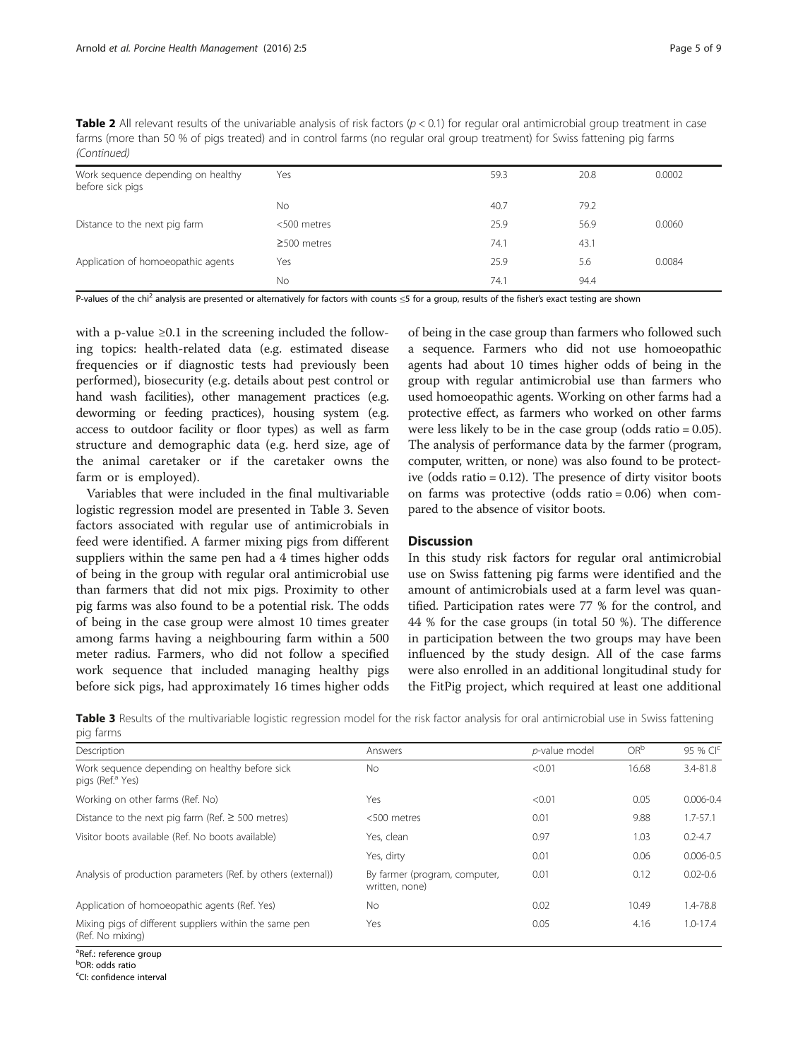**Table 2** All relevant results of the univariable analysis of risk factors ($p < 0.1$) for regular oral antimicrobial group treatment in case farms (more than 50 % of pigs treated) and in control farms (no regular oral group treatment) for Swiss fattening pig farms *(Continued)*

| | | | | |
|---|---|---|---|---|
| Work sequence depending on healthy before sick pigs | Yes | 59.3 | 20.8 | 0.0002 |
| | No | 40.7 | 79.2 | |
| Distance to the next pig farm | <500 metres | 25.9 | 56.9 | 0.0060 |
| | ≥500 metres | 74.1 | 43.1 | |
| Application of homoeopathic agents | Yes | 25.9 | 5.6 | 0.0084 |
| | No | 74.1 | 94.4 | |

P-values of the $chi^2$ analysis are presented or alternatively for factors with counts ≤5 for a group, results of the fisher's exact testing are shown

with a p-value ≥0.1 in the screening included the following topics: health-related data (e.g. estimated disease frequencies or if diagnostic tests had previously been performed), biosecurity (e.g. details about pest control or hand wash facilities), other management practices (e.g. deworming or feeding practices), housing system (e.g. access to outdoor facility or floor types) as well as farm structure and demographic data (e.g. herd size, age of the animal caretaker or if the caretaker owns the farm or is employed).

Variables that were included in the final multivariable logistic regression model are presented in Table 3. Seven factors associated with regular use of antimicrobials in feed were identified. A farmer mixing pigs from different suppliers within the same pen had a 4 times higher odds of being in the group with regular oral antimicrobial use than farmers that did not mix pigs. Proximity to other pig farms was also found to be a potential risk. The odds of being in the case group were almost 10 times greater among farms having a neighbouring farm within a 500 meter radius. Farmers, who did not follow a specified work sequence that included managing healthy pigs before sick pigs, had approximately 16 times higher odds of being in the case group than farmers who followed such a sequence. Farmers who did not use homoeopathic agents had about 10 times higher odds of being in the group with regular antimicrobial use than farmers who used homoeopathic agents. Working on other farms had a protective effect, as farmers who worked on other farms were less likely to be in the case group (odds ratio = 0.05). The analysis of performance data by the farmer (program, computer, written, or none) was also found to be protective (odds ratio = 0.12). The presence of dirty visitor boots on farms was protective (odds ratio = 0.06) when compared to the absence of visitor boots.

## Discussion

In this study risk factors for regular oral antimicrobial use on Swiss fattening pig farms were identified and the amount of antimicrobials used at a farm level was quantified. Participation rates were 77 % for the control, and 44 % for the case groups (in total 50 %). The difference in participation between the two groups may have been influenced by the study design. All of the case farms were also enrolled in an additional longitudinal study for the FitPig project, which required at least one additional

**Table 3** Results of the multivariable logistic regression model for the risk factor analysis for oral antimicrobial use in Swiss fattening pig farms

| Description | Answers | *p*-value model | OR[b] | 95 % CI[c] |
|---|---|---|---|---|
| Work sequence depending on healthy before sick pigs (Ref.[a] Yes) | No | <0.01 | 16.68 | 3.4-81.8 |
| Working on other farms (Ref. No) | Yes | <0.01 | 0.05 | 0.006-0.4 |
| Distance to the next pig farm (Ref. ≥ 500 metres) | <500 metres | 0.01 | 9.88 | 1.7-57.1 |
| Visitor boots available (Ref. No boots available) | Yes, clean | 0.97 | 1.03 | 0.2-4.7 |
| | Yes, dirty | 0.01 | 0.06 | 0.006-0.5 |
| Analysis of production parameters (Ref. by others (external)) | By farmer (program, computer, written, none) | 0.01 | 0.12 | 0.02-0.6 |
| Application of homoeopathic agents (Ref. Yes) | No | 0.02 | 10.49 | 1.4-78.8 |
| Mixing pigs of different suppliers within the same pen (Ref. No mixing) | Yes | 0.05 | 4.16 | 1.0-17.4 |

[a]Ref.: reference group
[b]OR: odds ratio
[c]CI: confidence interval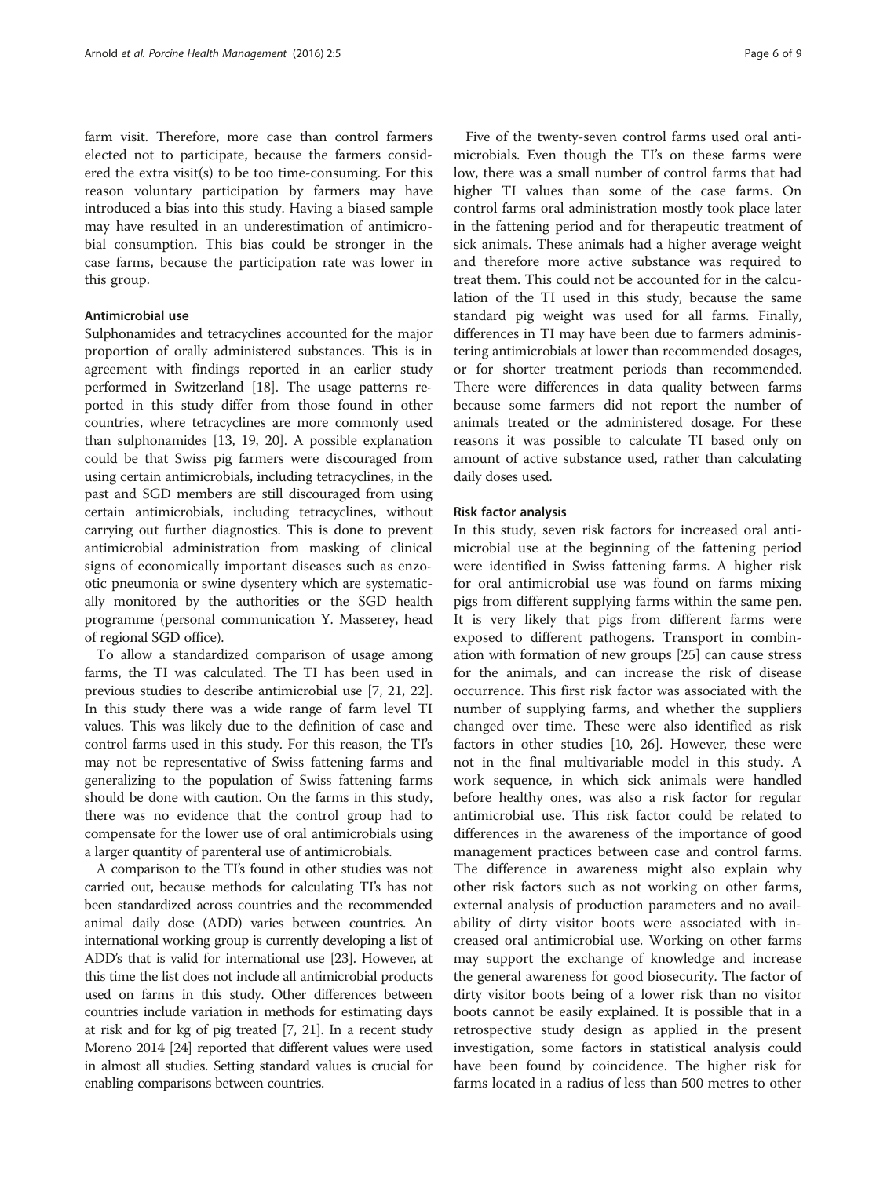farm visit. Therefore, more case than control farmers elected not to participate, because the farmers considered the extra visit(s) to be too time-consuming. For this reason voluntary participation by farmers may have introduced a bias into this study. Having a biased sample may have resulted in an underestimation of antimicrobial consumption. This bias could be stronger in the case farms, because the participation rate was lower in this group.

### Antimicrobial use

Sulphonamides and tetracyclines accounted for the major proportion of orally administered substances. This is in agreement with findings reported in an earlier study performed in Switzerland [18]. The usage patterns reported in this study differ from those found in other countries, where tetracyclines are more commonly used than sulphonamides [13, 19, 20]. A possible explanation could be that Swiss pig farmers were discouraged from using certain antimicrobials, including tetracyclines, in the past and SGD members are still discouraged from using certain antimicrobials, including tetracyclines, without carrying out further diagnostics. This is done to prevent antimicrobial administration from masking of clinical signs of economically important diseases such as enzootic pneumonia or swine dysentery which are systematically monitored by the authorities or the SGD health programme (personal communication Y. Masserey, head of regional SGD office).

To allow a standardized comparison of usage among farms, the TI was calculated. The TI has been used in previous studies to describe antimicrobial use [7, 21, 22]. In this study there was a wide range of farm level TI values. This was likely due to the definition of case and control farms used in this study. For this reason, the TI's may not be representative of Swiss fattening farms and generalizing to the population of Swiss fattening farms should be done with caution. On the farms in this study, there was no evidence that the control group had to compensate for the lower use of oral antimicrobials using a larger quantity of parenteral use of antimicrobials.

A comparison to the TI's found in other studies was not carried out, because methods for calculating TI's has not been standardized across countries and the recommended animal daily dose (ADD) varies between countries. An international working group is currently developing a list of ADD's that is valid for international use [23]. However, at this time the list does not include all antimicrobial products used on farms in this study. Other differences between countries include variation in methods for estimating days at risk and for kg of pig treated [7, 21]. In a recent study Moreno 2014 [24] reported that different values were used in almost all studies. Setting standard values is crucial for enabling comparisons between countries.

Five of the twenty-seven control farms used oral antimicrobials. Even though the TI's on these farms were low, there was a small number of control farms that had higher TI values than some of the case farms. On control farms oral administration mostly took place later in the fattening period and for therapeutic treatment of sick animals. These animals had a higher average weight and therefore more active substance was required to treat them. This could not be accounted for in the calculation of the TI used in this study, because the same standard pig weight was used for all farms. Finally, differences in TI may have been due to farmers administering antimicrobials at lower than recommended dosages, or for shorter treatment periods than recommended. There were differences in data quality between farms because some farmers did not report the number of animals treated or the administered dosage. For these reasons it was possible to calculate TI based only on amount of active substance used, rather than calculating daily doses used.

### Risk factor analysis

In this study, seven risk factors for increased oral antimicrobial use at the beginning of the fattening period were identified in Swiss fattening farms. A higher risk for oral antimicrobial use was found on farms mixing pigs from different supplying farms within the same pen. It is very likely that pigs from different farms were exposed to different pathogens. Transport in combination with formation of new groups [25] can cause stress for the animals, and can increase the risk of disease occurrence. This first risk factor was associated with the number of supplying farms, and whether the suppliers changed over time. These were also identified as risk factors in other studies [10, 26]. However, these were not in the final multivariable model in this study. A work sequence, in which sick animals were handled before healthy ones, was also a risk factor for regular antimicrobial use. This risk factor could be related to differences in the awareness of the importance of good management practices between case and control farms. The difference in awareness might also explain why other risk factors such as not working on other farms, external analysis of production parameters and no availability of dirty visitor boots were associated with increased oral antimicrobial use. Working on other farms may support the exchange of knowledge and increase the general awareness for good biosecurity. The factor of dirty visitor boots being of a lower risk than no visitor boots cannot be easily explained. It is possible that in a retrospective study design as applied in the present investigation, some factors in statistical analysis could have been found by coincidence. The higher risk for farms located in a radius of less than 500 metres to other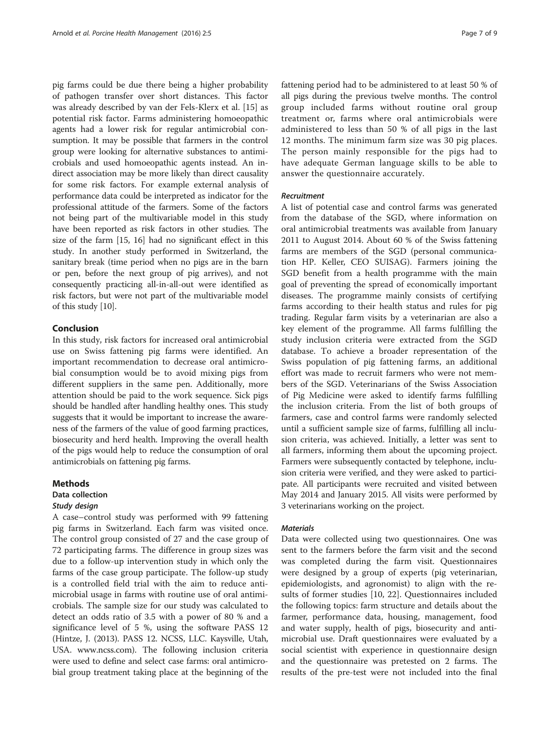pig farms could be due there being a higher probability of pathogen transfer over short distances. This factor was already described by van der Fels-Klerx et al. [15] as potential risk factor. Farms administering homoeopathic agents had a lower risk for regular antimicrobial consumption. It may be possible that farmers in the control group were looking for alternative substances to antimicrobials and used homoeopathic agents instead. An indirect association may be more likely than direct causality for some risk factors. For example external analysis of performance data could be interpreted as indicator for the professional attitude of the farmers. Some of the factors not being part of the multivariable model in this study have been reported as risk factors in other studies. The size of the farm [15, 16] had no significant effect in this study. In another study performed in Switzerland, the sanitary break (time period when no pigs are in the barn or pen, before the next group of pig arrives), and not consequently practicing all-in-all-out were identified as risk factors, but were not part of the multivariable model of this study [10].

## Conclusion

In this study, risk factors for increased oral antimicrobial use on Swiss fattening pig farms were identified. An important recommendation to decrease oral antimicrobial consumption would be to avoid mixing pigs from different suppliers in the same pen. Additionally, more attention should be paid to the work sequence. Sick pigs should be handled after handling healthy ones. This study suggests that it would be important to increase the awareness of the farmers of the value of good farming practices, biosecurity and herd health. Improving the overall health of the pigs would help to reduce the consumption of oral antimicrobials on fattening pig farms.

## Methods

### Data collection

#### *Study design*

A case–control study was performed with 99 fattening pig farms in Switzerland. Each farm was visited once. The control group consisted of 27 and the case group of 72 participating farms. The difference in group sizes was due to a follow-up intervention study in which only the farms of the case group participate. The follow-up study is a controlled field trial with the aim to reduce antimicrobial usage in farms with routine use of oral antimicrobials. The sample size for our study was calculated to detect an odds ratio of 3.5 with a power of 80 % and a significance level of 5 %, using the software PASS 12 (Hintze, J. (2013). PASS 12. NCSS, LLC. Kaysville, Utah, USA. www.ncss.com). The following inclusion criteria were used to define and select case farms: oral antimicrobial group treatment taking place at the beginning of the fattening period had to be administered to at least 50 % of all pigs during the previous twelve months. The control group included farms without routine oral group treatment or, farms where oral antimicrobials were administered to less than 50 % of all pigs in the last 12 months. The minimum farm size was 30 pig places. The person mainly responsible for the pigs had to have adequate German language skills to be able to answer the questionnaire accurately.

#### *Recruitment*

A list of potential case and control farms was generated from the database of the SGD, where information on oral antimicrobial treatments was available from January 2011 to August 2014. About 60 % of the Swiss fattening farms are members of the SGD (personal communication HP. Keller, CEO SUISAG). Farmers joining the SGD benefit from a health programme with the main goal of preventing the spread of economically important diseases. The programme mainly consists of certifying farms according to their health status and rules for pig trading. Regular farm visits by a veterinarian are also a key element of the programme. All farms fulfilling the study inclusion criteria were extracted from the SGD database. To achieve a broader representation of the Swiss population of pig fattening farms, an additional effort was made to recruit farmers who were not members of the SGD. Veterinarians of the Swiss Association of Pig Medicine were asked to identify farms fulfilling the inclusion criteria. From the list of both groups of farmers, case and control farms were randomly selected until a sufficient sample size of farms, fulfilling all inclusion criteria, was achieved. Initially, a letter was sent to all farmers, informing them about the upcoming project. Farmers were subsequently contacted by telephone, inclusion criteria were verified, and they were asked to participate. All participants were recruited and visited between May 2014 and January 2015. All visits were performed by 3 veterinarians working on the project.

#### *Materials*

Data were collected using two questionnaires. One was sent to the farmers before the farm visit and the second was completed during the farm visit. Questionnaires were designed by a group of experts (pig veterinarian, epidemiologists, and agronomist) to align with the results of former studies [10, 22]. Questionnaires included the following topics: farm structure and details about the farmer, performance data, housing, management, food and water supply, health of pigs, biosecurity and antimicrobial use. Draft questionnaires were evaluated by a social scientist with experience in questionnaire design and the questionnaire was pretested on 2 farms. The results of the pre-test were not included into the final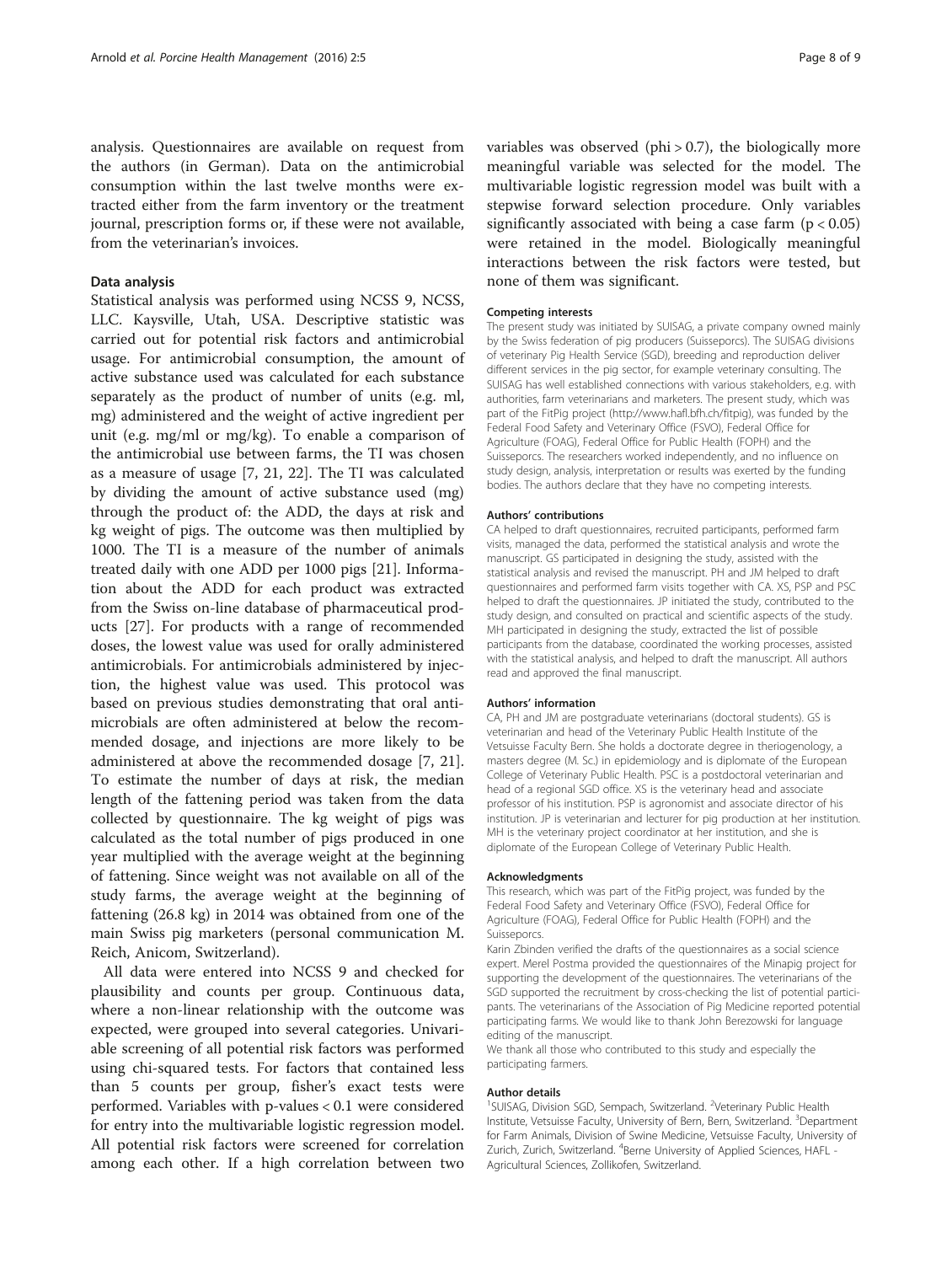analysis. Questionnaires are available on request from the authors (in German). Data on the antimicrobial consumption within the last twelve months were extracted either from the farm inventory or the treatment journal, prescription forms or, if these were not available, from the veterinarian's invoices.

### Data analysis

Statistical analysis was performed using NCSS 9, NCSS, LLC. Kaysville, Utah, USA. Descriptive statistic was carried out for potential risk factors and antimicrobial usage. For antimicrobial consumption, the amount of active substance used was calculated for each substance separately as the product of number of units (e.g. ml, mg) administered and the weight of active ingredient per unit (e.g. mg/ml or mg/kg). To enable a comparison of the antimicrobial use between farms, the TI was chosen as a measure of usage [7, 21, 22]. The TI was calculated by dividing the amount of active substance used (mg) through the product of: the ADD, the days at risk and kg weight of pigs. The outcome was then multiplied by 1000. The TI is a measure of the number of animals treated daily with one ADD per 1000 pigs [21]. Information about the ADD for each product was extracted from the Swiss on-line database of pharmaceutical products [27]. For products with a range of recommended doses, the lowest value was used for orally administered antimicrobials. For antimicrobials administered by injection, the highest value was used. This protocol was based on previous studies demonstrating that oral antimicrobials are often administered at below the recommended dosage, and injections are more likely to be administered at above the recommended dosage [7, 21]. To estimate the number of days at risk, the median length of the fattening period was taken from the data collected by questionnaire. The kg weight of pigs was calculated as the total number of pigs produced in one year multiplied with the average weight at the beginning of fattening. Since weight was not available on all of the study farms, the average weight at the beginning of fattening (26.8 kg) in 2014 was obtained from one of the main Swiss pig marketers (personal communication M. Reich, Anicom, Switzerland).

All data were entered into NCSS 9 and checked for plausibility and counts per group. Continuous data, where a non-linear relationship with the outcome was expected, were grouped into several categories. Univariable screening of all potential risk factors was performed using chi-squared tests. For factors that contained less than 5 counts per group, fisher's exact tests were performed. Variables with p-values < 0.1 were considered for entry into the multivariable logistic regression model. All potential risk factors were screened for correlation among each other. If a high correlation between two variables was observed (phi > 0.7), the biologically more meaningful variable was selected for the model. The multivariable logistic regression model was built with a stepwise forward selection procedure. Only variables significantly associated with being a case farm ($p < 0.05$) were retained in the model. Biologically meaningful interactions between the risk factors were tested, but none of them was significant.

#### Competing interests

The present study was initiated by SUISAG, a private company owned mainly by the Swiss federation of pig producers (Suisseporcs). The SUISAG divisions of veterinary Pig Health Service (SGD), breeding and reproduction deliver different services in the pig sector, for example veterinary consulting. The SUISAG has well established connections with various stakeholders, e.g. with authorities, farm veterinarians and marketers. The present study, which was part of the FitPig project (http://www.hafl.bfh.ch/fitpig), was funded by the Federal Food Safety and Veterinary Office (FSVO), Federal Office for Agriculture (FOAG), Federal Office for Public Health (FOPH) and the Suisseporcs. The researchers worked independently, and no influence on study design, analysis, interpretation or results was exerted by the funding bodies. The authors declare that they have no competing interests.

#### Authors' contributions

CA helped to draft questionnaires, recruited participants, performed farm visits, managed the data, performed the statistical analysis and wrote the manuscript. GS participated in designing the study, assisted with the statistical analysis and revised the manuscript. PH and JM helped to draft questionnaires and performed farm visits together with CA. XS, PSP and PSC helped to draft the questionnaires. JP initiated the study, contributed to the study design, and consulted on practical and scientific aspects of the study. MH participated in designing the study, extracted the list of possible participants from the database, coordinated the working processes, assisted with the statistical analysis, and helped to draft the manuscript. All authors read and approved the final manuscript.

#### Authors' information

CA, PH and JM are postgraduate veterinarians (doctoral students). GS is veterinarian and head of the Veterinary Public Health Institute of the Vetsuisse Faculty Bern. She holds a doctorate degree in theriogenology, a masters degree (M. Sc.) in epidemiology and is diplomate of the European College of Veterinary Public Health. PSC is a postdoctoral veterinarian and head of a regional SGD office. XS is the veterinary head and associate professor of his institution. PSP is agronomist and associate director of his institution. JP is veterinarian and lecturer for pig production at her institution. MH is the veterinary project coordinator at her institution, and she is diplomate of the European College of Veterinary Public Health.

#### Acknowledgments

This research, which was part of the FitPig project, was funded by the Federal Food Safety and Veterinary Office (FSVO), Federal Office for Agriculture (FOAG), Federal Office for Public Health (FOPH) and the Suisseporcs.

Karin Zbinden verified the drafts of the questionnaires as a social science expert. Merel Postma provided the questionnaires of the Minapig project for supporting the development of the questionnaires. The veterinarians of the SGD supported the recruitment by cross-checking the list of potential participants. The veterinarians of the Association of Pig Medicine reported potential participating farms. We would like to thank John Berezowski for language editing of the manuscript.

We thank all those who contributed to this study and especially the participating farmers.

#### Author details

[1]SUISAG, Division SGD, Sempach, Switzerland. [2]Veterinary Public Health Institute, Vetsuisse Faculty, University of Bern, Bern, Switzerland. [3]Department for Farm Animals, Division of Swine Medicine, Vetsuisse Faculty, University of Zurich, Zurich, Switzerland. [4]Berne University of Applied Sciences, HAFL - Agricultural Sciences, Zollikofen, Switzerland.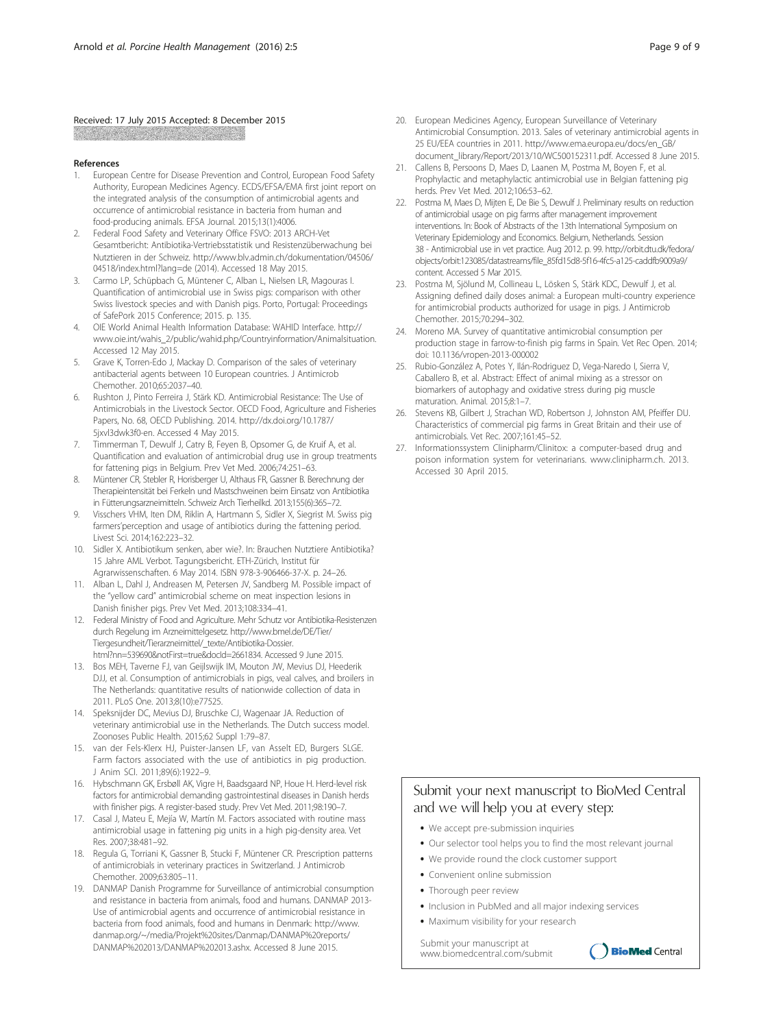Received: 17 July 2015 Accepted: 8 December 2015

## References

1. European Centre for Disease Prevention and Control, European Food Safety Authority, European Medicines Agency. ECDS/EFSA/EMA first joint report on the integrated analysis of the consumption of antimicrobial agents and occurrence of antimicrobial resistance in bacteria from human and food-producing animals. EFSA Journal. 2015;13(1):4006.
2. Federal Food Safety and Veterinary Office FSVO: 2013 ARCH-Vet Gesamtbericht: Antibiotika-Vertriebsstatistik und Resistenzüberwachung bei Nutztieren in der Schweiz. http://www.blv.admin.ch/dokumentation/04506/04518/index.html?lang=de (2014). Accessed 18 May 2015.
3. Carmo LP, Schüpbach G, Müntener C, Alban L, Nielsen LR, Magouras I. Quantification of antimicrobial use in Swiss pigs: comparison with other Swiss livestock species and with Danish pigs. Porto, Portugal: Proceedings of SafePork 2015 Conference; 2015. p. 135.
4. OIE World Animal Health Information Database: WAHID Interface. http://www.oie.int/wahis_2/public/wahid.php/Countryinformation/Animalsituation. Accessed 12 May 2015.
5. Grave K, Torren-Edo J, Mackay D. Comparison of the sales of veterinary antibacterial agents between 10 European countries. J Antimicrob Chemother. 2010;65:2037–40.
6. Rushton J, Pinto Ferreira J, Stärk KD. Antimicrobial Resistance: The Use of Antimicrobials in the Livestock Sector. OECD Food, Agriculture and Fisheries Papers, No. 68, OECD Publishing. 2014. http://dx.doi.org/10.1787/5jxvl3dwk3f0-en. Accessed 4 May 2015.
7. Timmerman T, Dewulf J, Catry B, Feyen B, Opsomer G, de Kruif A, et al. Quantification and evaluation of antimicrobial drug use in group treatments for fattening pigs in Belgium. Prev Vet Med. 2006;74:251–63.
8. Müntener CR, Stebler R, Horisberger U, Althaus FR, Gassner B. Berechnung der Therapieintensität bei Ferkeln und Mastschweinen beim Einsatz von Antibiotika in Fütterungsarzneimitteln. Schweiz Arch Tierheilkd. 2013;155(6):365–72.
9. Visschers VHM, Iten DM, Riklin A, Hartmann S, Sidler X, Siegrist M. Swiss pig farmers'perception and usage of antibiotics during the fattening period. Livest Sci. 2014;162:223–32.
10. Sidler X. Antibiotikum senken, aber wie?. In: Brauchen Nutztiere Antibiotika? 15 Jahre AML Verbot. Tagungsbericht. ETH-Zürich, Institut für Agrarwissenschaften. 6 May 2014. ISBN 978-3-906466-37-X. p. 24–26.
11. Alban L, Dahl J, Andreasen M, Petersen JV, Sandberg M. Possible impact of the "yellow card" antimicrobial scheme on meat inspection lesions in Danish finisher pigs. Prev Vet Med. 2013;108:334–41.
12. Federal Ministry of Food and Agriculture. Mehr Schutz vor Antibiotika-Resistenzen durch Regelung im Arzneimittelgesetz. http://www.bmel.de/DE/Tier/Tiergesundheit/Tierarzneimittel/_texte/Antibiotika-Dossier.html?nn=539690&notFirst=true&docId=2661834. Accessed 9 June 2015.
13. Bos MEH, Taverne FJ, van Geijlswijk IM, Mouton JW, Mevius DJ, Heederik DJJ, et al. Consumption of antimicrobials in pigs, veal calves, and broilers in The Netherlands: quantitative results of nationwide collection of data in 2011. PLoS One. 2013;8(10):e77525.
14. Speksnijder DC, Mevius DJ, Bruschke CJ, Wagenaar JA. Reduction of veterinary antimicrobial use in the Netherlands. The Dutch success model. Zoonoses Public Health. 2015;62 Suppl 1:79–87.
15. van der Fels-Klerx HJ, Puister-Jansen LF, van Asselt ED, Burgers SLGE. Farm factors associated with the use of antibiotics in pig production. J Anim SCI. 2011;89(6):1922–9.
16. Hybschmann GK, Ersbøll AK, Vigre H, Baadsgaard NP, Houe H. Herd-level risk factors for antimicrobial demanding gastrointestinal diseases in Danish herds with finisher pigs. A register-based study. Prev Vet Med. 2011;98:190–7.
17. Casal J, Mateu E, Mejía W, Martín M. Factors associated with routine mass antimicrobial usage in fattening pig units in a high pig-density area. Vet Res. 2007;38:481–92.
18. Regula G, Torriani K, Gassner B, Stucki F, Müntener CR. Prescription patterns of antimicrobials in veterinary practices in Switzerland. J Antimicrob Chemother. 2009;63:805–11.
19. DANMAP Danish Programme for Surveillance of antimicrobial consumption and resistance in bacteria from animals, food and humans. DANMAP 2013- Use of antimicrobial agents and occurrence of antimicrobial resistance in bacteria from food animals, food and humans in Denmark: http://www.danmap.org/~/media/Projekt%20sites/Danmap/DANMAP%20reports/DANMAP%202013/DANMAP%202013.ashx. Accessed 8 June 2015.
20. European Medicines Agency, European Surveillance of Veterinary Antimicrobial Consumption. 2013. Sales of veterinary antimicrobial agents in 25 EU/EEA countries in 2011. http://www.ema.europa.eu/docs/en_GB/document_library/Report/2013/10/WC500152311.pdf. Accessed 8 June 2015.
21. Callens B, Persoons D, Maes D, Laanen M, Postma M, Boyen F, et al. Prophylactic and metaphylactic antimicrobial use in Belgian fattening pig herds. Prev Vet Med. 2012;106:53–62.
22. Postma M, Maes D, Mijten E, De Bie S, Dewulf J. Preliminary results on reduction of antimicrobial usage on pig farms after management improvement interventions. In: Book of Abstracts of the 13th International Symposium on Veterinary Epidemiology and Economics. Belgium, Netherlands. Session 38 - Antimicrobial use in vet practice. Aug 2012. p. 99. http://orbit.dtu.dk/fedora/objects/orbit:123085/datastreams/file_85fd15d8-5f16-4fc5-a125-caddfb9009a9/content. Accessed 5 Mar 2015.
23. Postma M, Sjölund M, Collineau L, Lösken S, Stärk KDC, Dewulf J, et al. Assigning defined daily doses animal: a European multi-country experience for antimicrobial products authorized for usage in pigs. J Antimicrob Chemother. 2015;70:294–302.
24. Moreno MA. Survey of quantitative antimicrobial consumption per production stage in farrow-to-finish pig farms in Spain. Vet Rec Open. 2014; doi: 10.1136/vropen-2013-000002
25. Rubio-González A, Potes Y, Illán-Rodriguez D, Vega-Naredo I, Sierra V, Caballero B, et al. Abstract: Effect of animal mixing as a stressor on biomarkers of autophagy and oxidative stress during pig muscle maturation. Animal. 2015;8:1–7.
26. Stevens KB, Gilbert J, Strachan WD, Robertson J, Johnston AM, Pfeiffer DU. Characteristics of commercial pig farms in Great Britain and their use of antimicrobials. Vet Rec. 2007;161:45–52.
27. Informationssystem Clinipharm/Clinitox: a computer-based drug and poison information system for veterinarians. www.clinipharm.ch. 2013. Accessed 30 April 2015.

Submit your next manuscript to BioMed Central and we will help you at every step:

- We accept pre-submission inquiries
- Our selector tool helps you to find the most relevant journal
- We provide round the clock customer support
- Convenient online submission
- Thorough peer review
- Inclusion in PubMed and all major indexing services
- Maximum visibility for your research

Submit your manuscript at www.biomedcentral.com/submit

BioMed Central